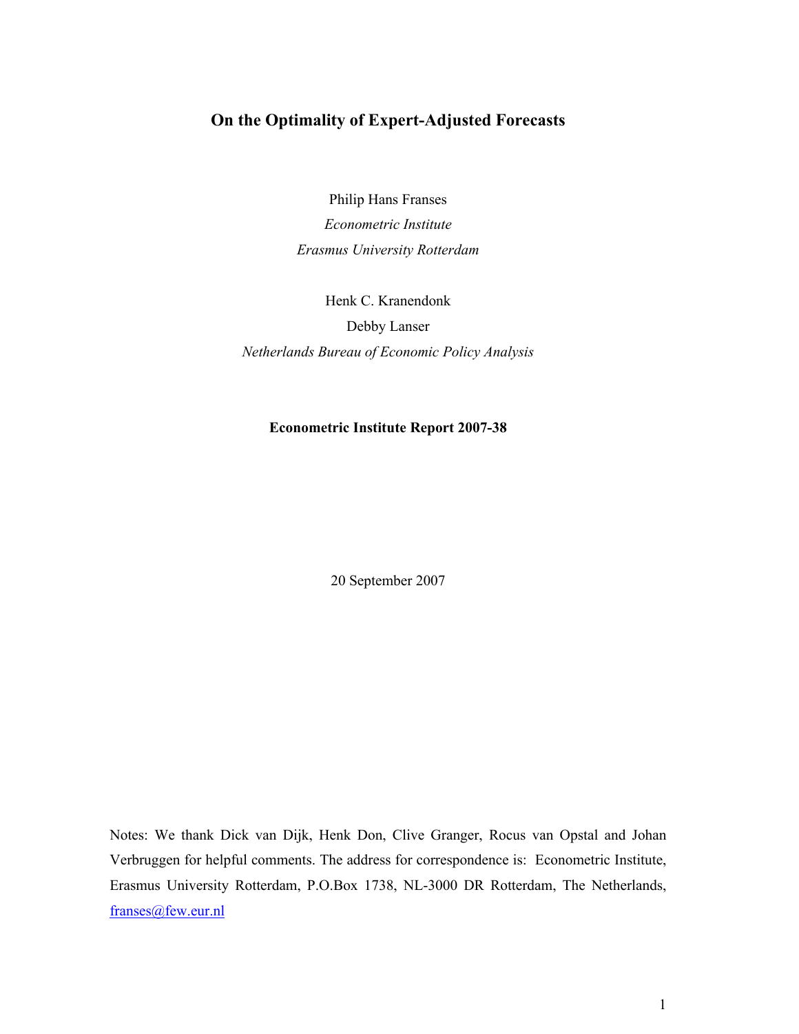# On the Optimality of Expert-Adjusted Forecasts

Philip Hans Franses

*Econometric Institute*

*Erasmus University Rotterdam*

Henk C. Kranendonk

Debby Lanser

*Netherlands Bureau of Economic Policy Analysis*

**Econometric Institute Report 2007-38**

20 September 2007

Notes: We thank Dick van Dijk, Henk Don, Clive Granger, Rocus van Opstal and Johan Verbruggen for helpful comments. The address for correspondence is: Econometric Institute, Erasmus University Rotterdam, P.O.Box 1738, NL-3000 DR Rotterdam, The Netherlands, franses@few.eur.nl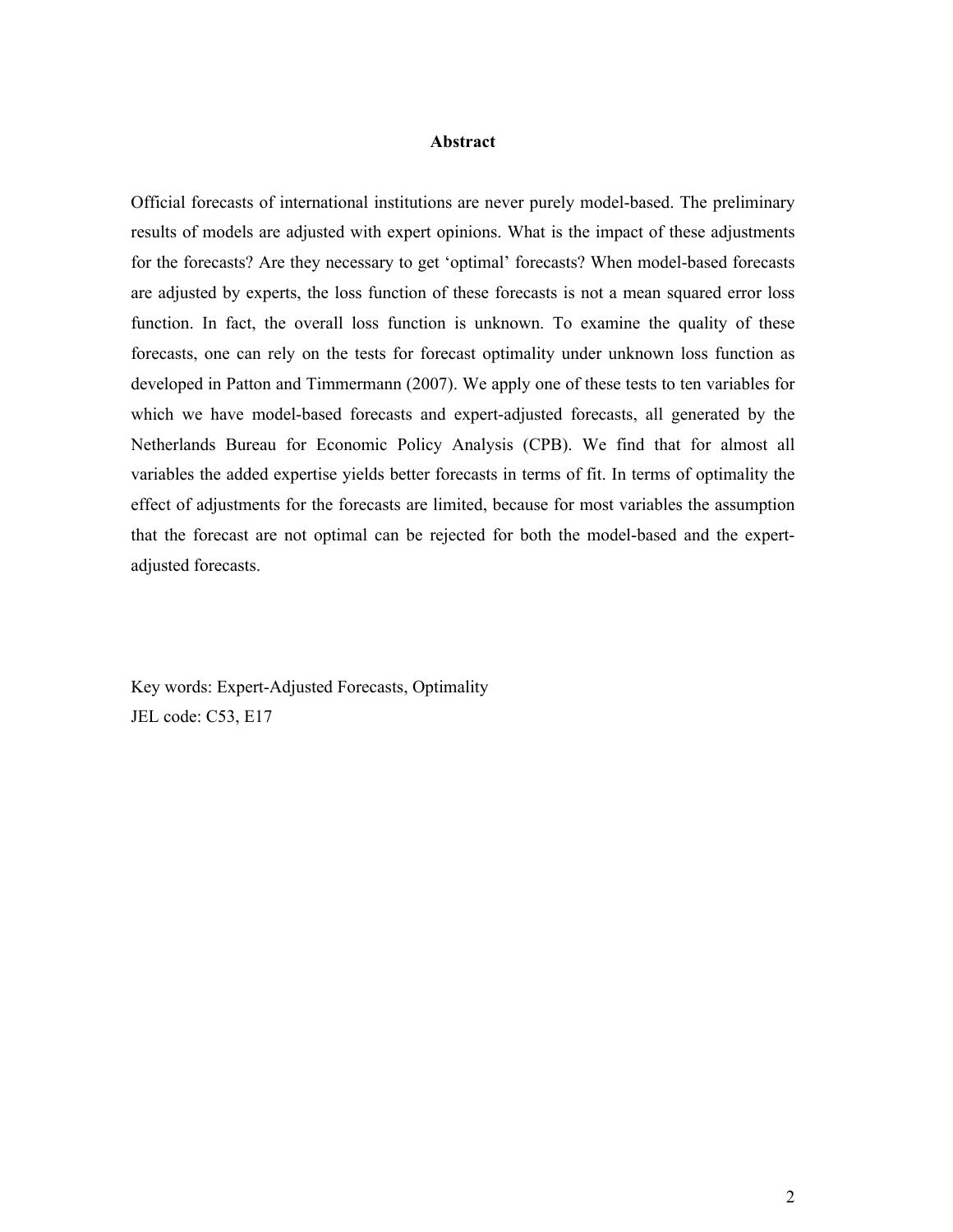## Abstract

Official forecasts of international institutions are never purely model-based. The preliminary results of models are adjusted with expert opinions. What is the impact of these adjustments for the forecasts? Are they necessary to get 'optimal' forecasts? When model-based forecasts are adjusted by experts, the loss function of these forecasts is not a mean squared error loss function. In fact, the overall loss function is unknown. To examine the quality of these forecasts, one can rely on the tests for forecast optimality under unknown loss function as developed in Patton and Timmermann (2007). We apply one of these tests to ten variables for which we have model-based forecasts and expert-adjusted forecasts, all generated by the Netherlands Bureau for Economic Policy Analysis (CPB). We find that for almost all variables the added expertise yields better forecasts in terms of fit. In terms of optimality the effect of adjustments for the forecasts are limited, because for most variables the assumption that the forecast are not optimal can be rejected for both the model-based and the expert-adjusted forecasts.

Key words: Expert-Adjusted Forecasts, Optimality

JEL code: C53, E17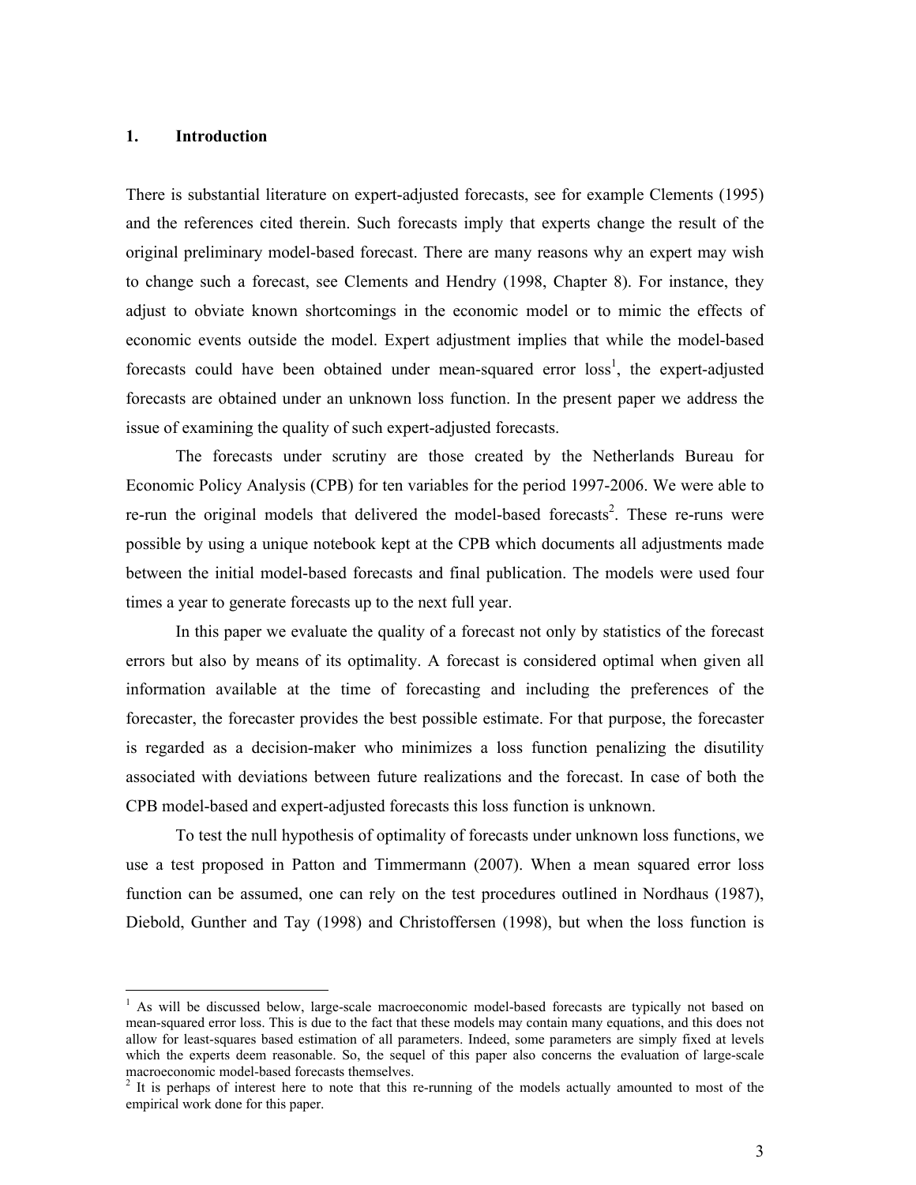## 1. Introduction

There is substantial literature on expert-adjusted forecasts, see for example Clements (1995) and the references cited therein. Such forecasts imply that experts change the result of the original preliminary model-based forecast. There are many reasons why an expert may wish to change such a forecast, see Clements and Hendry (1998, Chapter 8). For instance, they adjust to obviate known shortcomings in the economic model or to mimic the effects of economic events outside the model. Expert adjustment implies that while the model-based forecasts could have been obtained under mean-squared error loss[1], the expert-adjusted forecasts are obtained under an unknown loss function. In the present paper we address the issue of examining the quality of such expert-adjusted forecasts.

The forecasts under scrutiny are those created by the Netherlands Bureau for Economic Policy Analysis (CPB) for ten variables for the period 1997-2006. We were able to re-run the original models that delivered the model-based forecasts[2]. These re-runs were possible by using a unique notebook kept at the CPB which documents all adjustments made between the initial model-based forecasts and final publication. The models were used four times a year to generate forecasts up to the next full year.

In this paper we evaluate the quality of a forecast not only by statistics of the forecast errors but also by means of its optimality. A forecast is considered optimal when given all information available at the time of forecasting and including the preferences of the forecaster, the forecaster provides the best possible estimate. For that purpose, the forecaster is regarded as a decision-maker who minimizes a loss function penalizing the disutility associated with deviations between future realizations and the forecast. In case of both the CPB model-based and expert-adjusted forecasts this loss function is unknown.

To test the null hypothesis of optimality of forecasts under unknown loss functions, we use a test proposed in Patton and Timmermann (2007). When a mean squared error loss function can be assumed, one can rely on the test procedures outlined in Nordhaus (1987), Diebold, Gunther and Tay (1998) and Christoffersen (1998), but when the loss function is

---

[1] As will be discussed below, large-scale macroeconomic model-based forecasts are typically not based on mean-squared error loss. This is due to the fact that these models may contain many equations, and this does not allow for least-squares based estimation of all parameters. Indeed, some parameters are simply fixed at levels which the experts deem reasonable. So, the sequel of this paper also concerns the evaluation of large-scale macroeconomic model-based forecasts themselves.

[2] It is perhaps of interest here to note that this re-running of the models actually amounted to most of the empirical work done for this paper.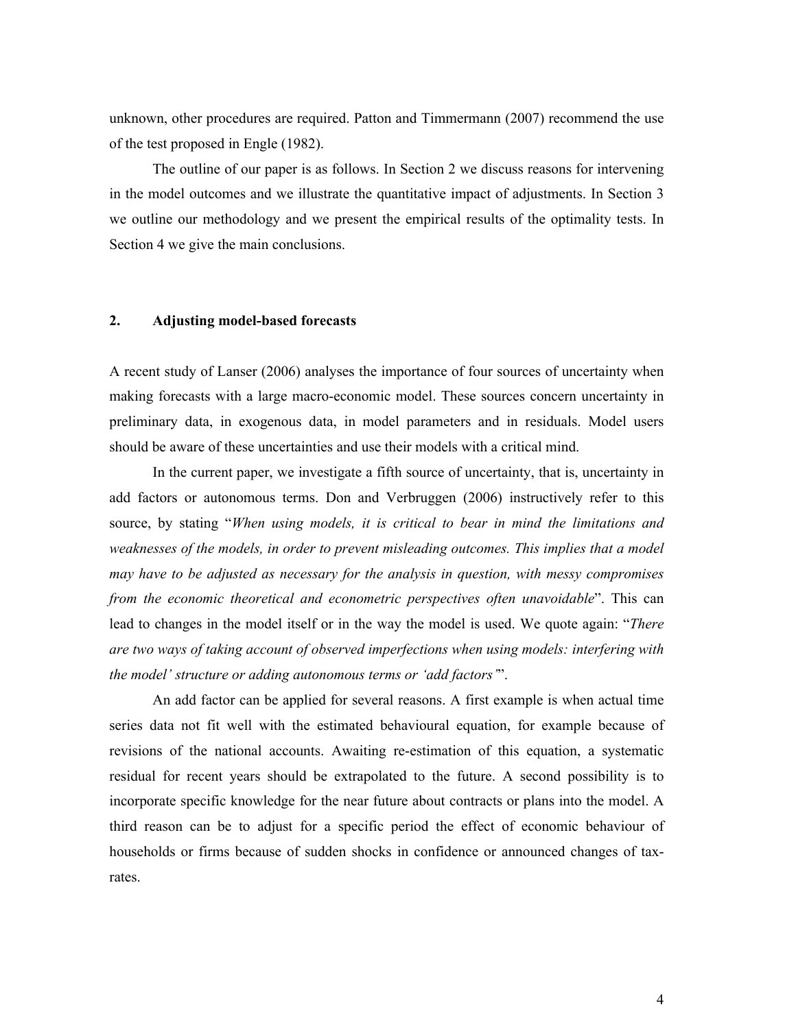unknown, other procedures are required. Patton and Timmermann (2007) recommend the use of the test proposed in Engle (1982).

The outline of our paper is as follows. In Section 2 we discuss reasons for intervening in the model outcomes and we illustrate the quantitative impact of adjustments. In Section 3 we outline our methodology and we present the empirical results of the optimality tests. In Section 4 we give the main conclusions.

## 2. Adjusting model-based forecasts

A recent study of Lanser (2006) analyses the importance of four sources of uncertainty when making forecasts with a large macro-economic model. These sources concern uncertainty in preliminary data, in exogenous data, in model parameters and in residuals. Model users should be aware of these uncertainties and use their models with a critical mind.

In the current paper, we investigate a fifth source of uncertainty, that is, uncertainty in add factors or autonomous terms. Don and Verbruggen (2006) instructively refer to this source, by stating "*When using models, it is critical to bear in mind the limitations and weaknesses of the models, in order to prevent misleading outcomes. This implies that a model may have to be adjusted as necessary for the analysis in question, with messy compromises from the economic theoretical and econometric perspectives often unavoidable*". This can lead to changes in the model itself or in the way the model is used. We quote again: "*There are two ways of taking account of observed imperfections when using models: interfering with the model' structure or adding autonomous terms or 'add factors'*".

An add factor can be applied for several reasons. A first example is when actual time series data not fit well with the estimated behavioural equation, for example because of revisions of the national accounts. Awaiting re-estimation of this equation, a systematic residual for recent years should be extrapolated to the future. A second possibility is to incorporate specific knowledge for the near future about contracts or plans into the model. A third reason can be to adjust for a specific period the effect of economic behaviour of households or firms because of sudden shocks in confidence or announced changes of tax-rates.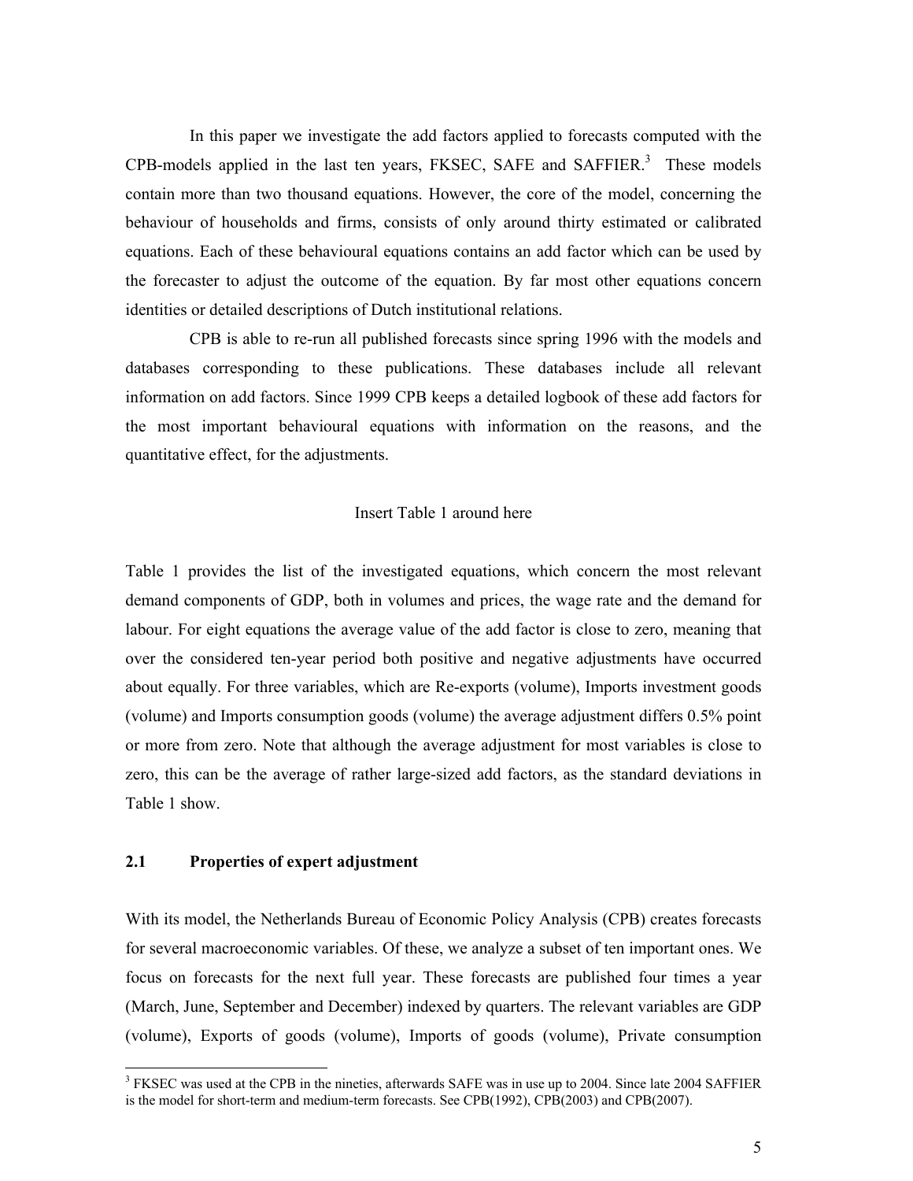In this paper we investigate the add factors applied to forecasts computed with the CPB-models applied in the last ten years, FKSEC, SAFE and SAFFIER.[3] These models contain more than two thousand equations. However, the core of the model, concerning the behaviour of households and firms, consists of only around thirty estimated or calibrated equations. Each of these behavioural equations contains an add factor which can be used by the forecaster to adjust the outcome of the equation. By far most other equations concern identities or detailed descriptions of Dutch institutional relations.

CPB is able to re-run all published forecasts since spring 1996 with the models and databases corresponding to these publications. These databases include all relevant information on add factors. Since 1999 CPB keeps a detailed logbook of these add factors for the most important behavioural equations with information on the reasons, and the quantitative effect, for the adjustments.

Insert Table 1 around here

Table 1 provides the list of the investigated equations, which concern the most relevant demand components of GDP, both in volumes and prices, the wage rate and the demand for labour. For eight equations the average value of the add factor is close to zero, meaning that over the considered ten-year period both positive and negative adjustments have occurred about equally. For three variables, which are Re-exports (volume), Imports investment goods (volume) and Imports consumption goods (volume) the average adjustment differs 0.5% point or more from zero. Note that although the average adjustment for most variables is close to zero, this can be the average of rather large-sized add factors, as the standard deviations in Table 1 show.

## 2.1 Properties of expert adjustment

With its model, the Netherlands Bureau of Economic Policy Analysis (CPB) creates forecasts for several macroeconomic variables. Of these, we analyze a subset of ten important ones. We focus on forecasts for the next full year. These forecasts are published four times a year (March, June, September and December) indexed by quarters. The relevant variables are GDP (volume), Exports of goods (volume), Imports of goods (volume), Private consumption

---

[3] FKSEC was used at the CPB in the nineties, afterwards SAFE was in use up to 2004. Since late 2004 SAFFIER is the model for short-term and medium-term forecasts. See CPB(1992), CPB(2003) and CPB(2007).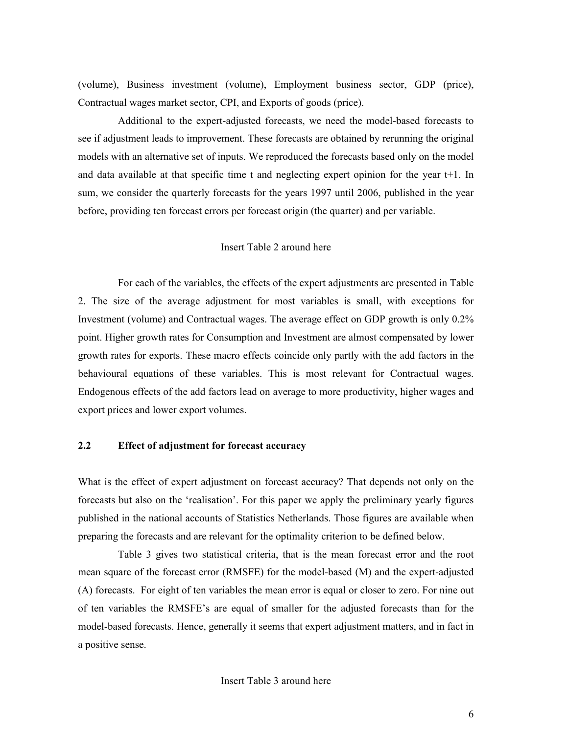(volume), Business investment (volume), Employment business sector, GDP (price), Contractual wages market sector, CPI, and Exports of goods (price).

Additional to the expert-adjusted forecasts, we need the model-based forecasts to see if adjustment leads to improvement. These forecasts are obtained by rerunning the original models with an alternative set of inputs. We reproduced the forecasts based only on the model and data available at that specific time t and neglecting expert opinion for the year t+1. In sum, we consider the quarterly forecasts for the years 1997 until 2006, published in the year before, providing ten forecast errors per forecast origin (the quarter) and per variable.

Insert Table 2 around here

For each of the variables, the effects of the expert adjustments are presented in Table 2. The size of the average adjustment for most variables is small, with exceptions for Investment (volume) and Contractual wages. The average effect on GDP growth is only 0.2% point. Higher growth rates for Consumption and Investment are almost compensated by lower growth rates for exports. These macro effects coincide only partly with the add factors in the behavioural equations of these variables. This is most relevant for Contractual wages. Endogenous effects of the add factors lead on average to more productivity, higher wages and export prices and lower export volumes.

### 2.2 Effect of adjustment for forecast accuracy

What is the effect of expert adjustment on forecast accuracy? That depends not only on the forecasts but also on the 'realisation'. For this paper we apply the preliminary yearly figures published in the national accounts of Statistics Netherlands. Those figures are available when preparing the forecasts and are relevant for the optimality criterion to be defined below.

Table 3 gives two statistical criteria, that is the mean forecast error and the root mean square of the forecast error (RMSFE) for the model-based (M) and the expert-adjusted (A) forecasts. For eight of ten variables the mean error is equal or closer to zero. For nine out of ten variables the RMSFE's are equal of smaller for the adjusted forecasts than for the model-based forecasts. Hence, generally it seems that expert adjustment matters, and in fact in a positive sense.

Insert Table 3 around here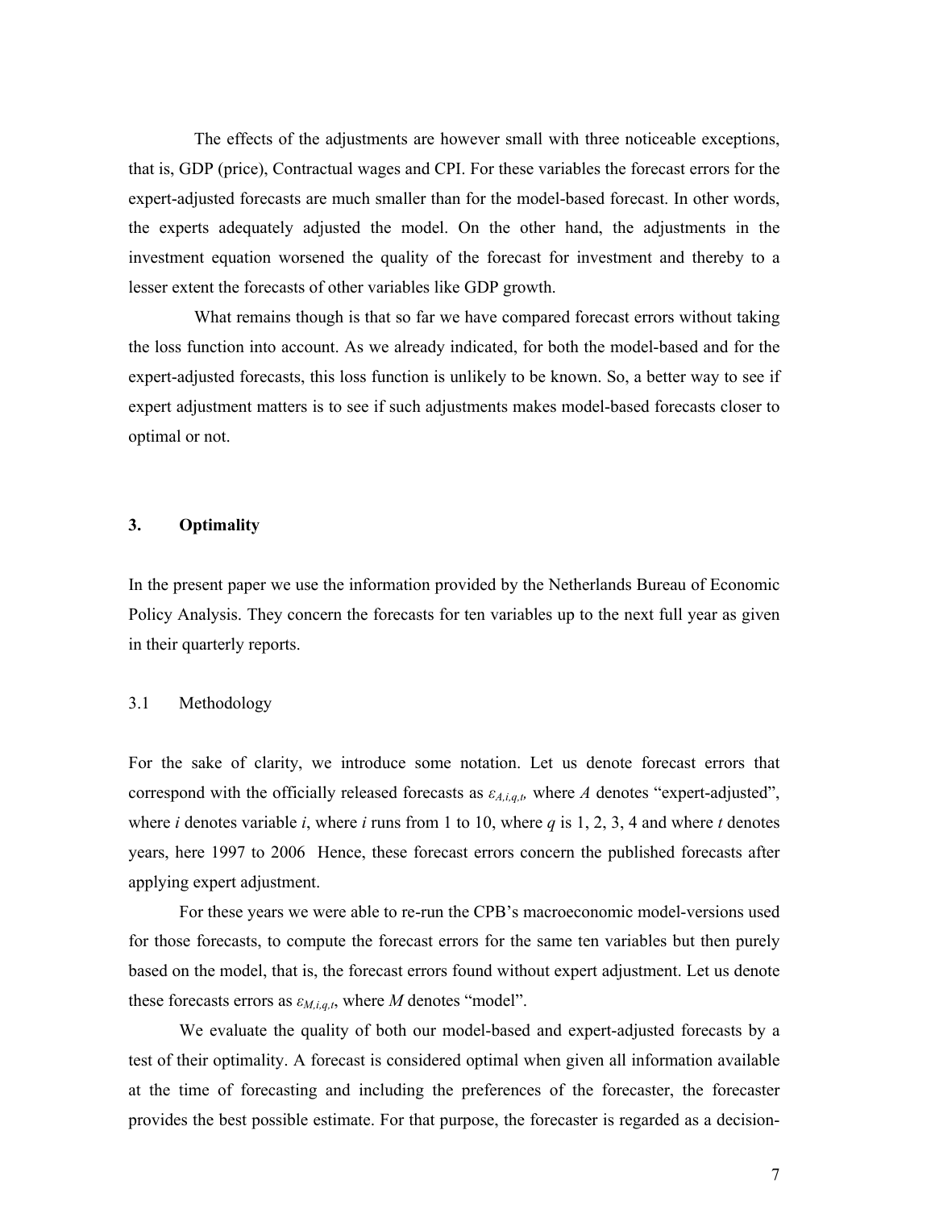The effects of the adjustments are however small with three noticeable exceptions, that is, GDP (price), Contractual wages and CPI. For these variables the forecast errors for the expert-adjusted forecasts are much smaller than for the model-based forecast. In other words, the experts adequately adjusted the model. On the other hand, the adjustments in the investment equation worsened the quality of the forecast for investment and thereby to a lesser extent the forecasts of other variables like GDP growth.

What remains though is that so far we have compared forecast errors without taking the loss function into account. As we already indicated, for both the model-based and for the expert-adjusted forecasts, this loss function is unlikely to be known. So, a better way to see if expert adjustment matters is to see if such adjustments makes model-based forecasts closer to optimal or not.

## 3. Optimality

In the present paper we use the information provided by the Netherlands Bureau of Economic Policy Analysis. They concern the forecasts for ten variables up to the next full year as given in their quarterly reports.

### 3.1 Methodology

For the sake of clarity, we introduce some notation. Let us denote forecast errors that correspond with the officially released forecasts as $\varepsilon_{A,i,q,t}$, where $A$ denotes "expert-adjusted", where $i$ denotes variable $i$, where $i$ runs from 1 to 10, where $q$ is 1, 2, 3, 4 and where $t$ denotes years, here 1997 to 2006 Hence, these forecast errors concern the published forecasts after applying expert adjustment.

For these years we were able to re-run the CPB's macroeconomic model-versions used for those forecasts, to compute the forecast errors for the same ten variables but then purely based on the model, that is, the forecast errors found without expert adjustment. Let us denote these forecasts errors as $\varepsilon_{M,i,q,t}$, where $M$ denotes "model".

We evaluate the quality of both our model-based and expert-adjusted forecasts by a test of their optimality. A forecast is considered optimal when given all information available at the time of forecasting and including the preferences of the forecaster, the forecaster provides the best possible estimate. For that purpose, the forecaster is regarded as a decision-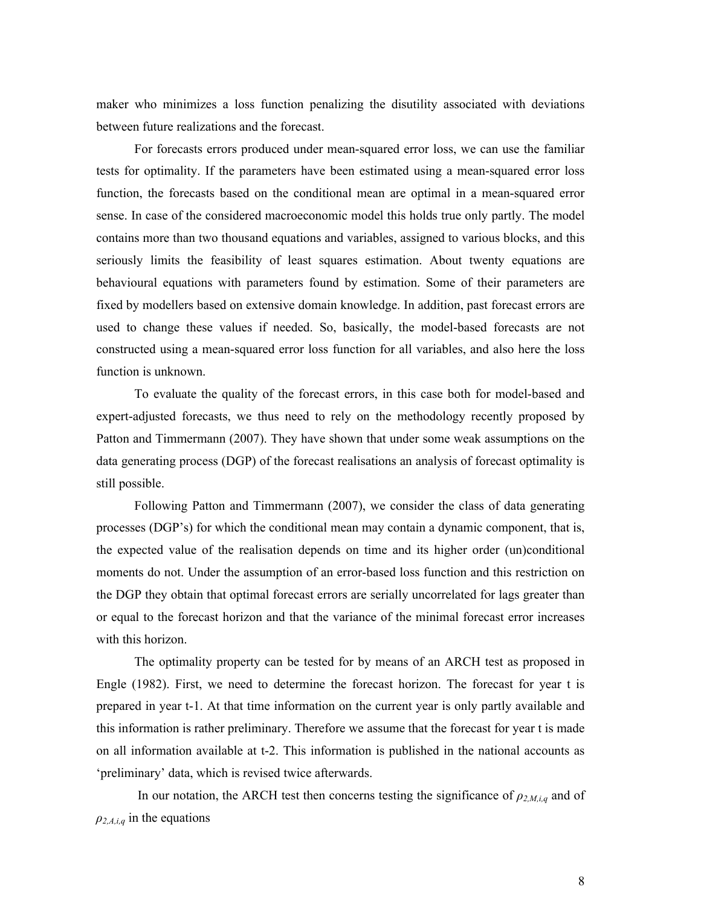maker who minimizes a loss function penalizing the disutility associated with deviations between future realizations and the forecast.

For forecasts errors produced under mean-squared error loss, we can use the familiar tests for optimality. If the parameters have been estimated using a mean-squared error loss function, the forecasts based on the conditional mean are optimal in a mean-squared error sense. In case of the considered macroeconomic model this holds true only partly. The model contains more than two thousand equations and variables, assigned to various blocks, and this seriously limits the feasibility of least squares estimation. About twenty equations are behavioural equations with parameters found by estimation. Some of their parameters are fixed by modellers based on extensive domain knowledge. In addition, past forecast errors are used to change these values if needed. So, basically, the model-based forecasts are not constructed using a mean-squared error loss function for all variables, and also here the loss function is unknown.

To evaluate the quality of the forecast errors, in this case both for model-based and expert-adjusted forecasts, we thus need to rely on the methodology recently proposed by Patton and Timmermann (2007). They have shown that under some weak assumptions on the data generating process (DGP) of the forecast realisations an analysis of forecast optimality is still possible.

Following Patton and Timmermann (2007), we consider the class of data generating processes (DGP's) for which the conditional mean may contain a dynamic component, that is, the expected value of the realisation depends on time and its higher order (un)conditional moments do not. Under the assumption of an error-based loss function and this restriction on the DGP they obtain that optimal forecast errors are serially uncorrelated for lags greater than or equal to the forecast horizon and that the variance of the minimal forecast error increases with this horizon.

The optimality property can be tested for by means of an ARCH test as proposed in Engle (1982). First, we need to determine the forecast horizon. The forecast for year t is prepared in year t-1. At that time information on the current year is only partly available and this information is rather preliminary. Therefore we assume that the forecast for year t is made on all information available at t-2. This information is published in the national accounts as 'preliminary' data, which is revised twice afterwards.

In our notation, the ARCH test then concerns testing the significance of $\rho_{2,M,i,q}$ and of $\rho_{2,A,i,q}$ in the equations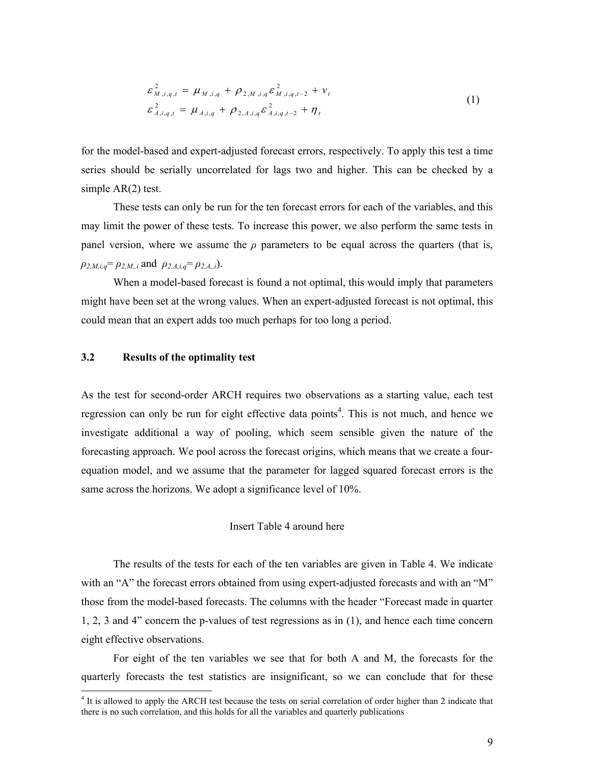$$
\begin{aligned}
\varepsilon^2_{M,i,q,t} &= \mu_{M,i,q} + \rho_{2,M,i,q}\varepsilon^2_{M,i,q,t-2} + v_t \\
\varepsilon^2_{A,i,q,t} &= \mu_{A,i,q} + \rho_{2,A,i,q}\varepsilon^2_{A,i,q,t-2} + \eta_t
\end{aligned}
\tag{1}
$$

for the model-based and expert-adjusted forecast errors, respectively. To apply this test a time series should be serially uncorrelated for lags two and higher. This can be checked by a simple AR(2) test.

These tests can only be run for the ten forecast errors for each of the variables, and this may limit the power of these tests. To increase this power, we also perform the same tests in panel version, where we assume the $\rho$ parameters to be equal across the quarters (that is, $\rho_{2,M,i,q} = \rho_{2,M,,i}$ and $\rho_{2,A,i,q} = \rho_{2,A,,i}$).

When a model-based forecast is found a not optimal, this would imply that parameters might have been set at the wrong values. When an expert-adjusted forecast is not optimal, this could mean that an expert adds too much perhaps for too long a period.

### 3.2 Results of the optimality test

As the test for second-order ARCH requires two observations as a starting value, each test regression can only be run for eight effective data points[4]. This is not much, and hence we investigate additional a way of pooling, which seem sensible given the nature of the forecasting approach. We pool across the forecast origins, which means that we create a four-equation model, and we assume that the parameter for lagged squared forecast errors is the same across the horizons. We adopt a significance level of 10%.

Insert Table 4 around here

The results of the tests for each of the ten variables are given in Table 4. We indicate with an "A" the forecast errors obtained from using expert-adjusted forecasts and with an "M" those from the model-based forecasts. The columns with the header "Forecast made in quarter 1, 2, 3 and 4" concern the p-values of test regressions as in (1), and hence each time concern eight effective observations.

For eight of the ten variables we see that for both A and M, the forecasts for the quarterly forecasts the test statistics are insignificant, so we can conclude that for these

[4] It is allowed to apply the ARCH test because the tests on serial correlation of order higher than 2 indicate that there is no such correlation, and this holds for all the variables and quarterly publications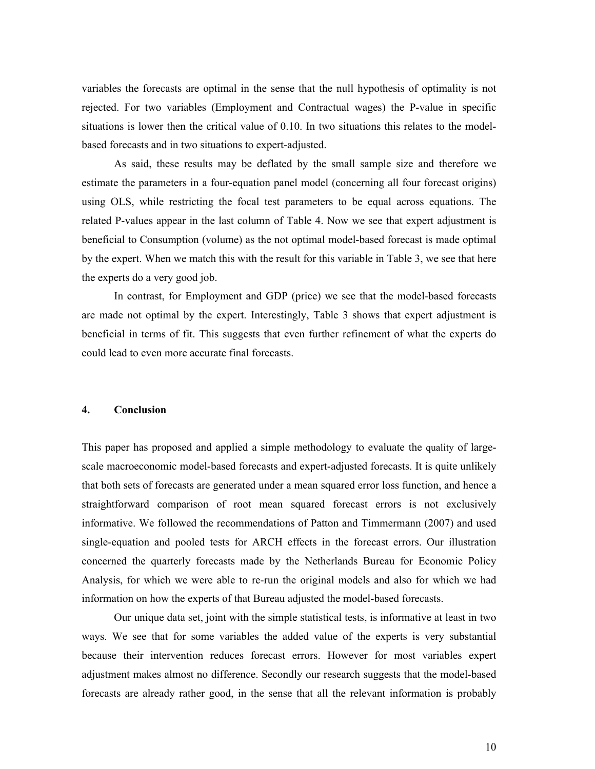variables the forecasts are optimal in the sense that the null hypothesis of optimality is not rejected. For two variables (Employment and Contractual wages) the P-value in specific situations is lower then the critical value of 0.10. In two situations this relates to the model-based forecasts and in two situations to expert-adjusted.

As said, these results may be deflated by the small sample size and therefore we estimate the parameters in a four-equation panel model (concerning all four forecast origins) using OLS, while restricting the focal test parameters to be equal across equations. The related P-values appear in the last column of Table 4. Now we see that expert adjustment is beneficial to Consumption (volume) as the not optimal model-based forecast is made optimal by the expert. When we match this with the result for this variable in Table 3, we see that here the experts do a very good job.

In contrast, for Employment and GDP (price) we see that the model-based forecasts are made not optimal by the expert. Interestingly, Table 3 shows that expert adjustment is beneficial in terms of fit. This suggests that even further refinement of what the experts do could lead to even more accurate final forecasts.

## 4. Conclusion

This paper has proposed and applied a simple methodology to evaluate the quality of large-scale macroeconomic model-based forecasts and expert-adjusted forecasts. It is quite unlikely that both sets of forecasts are generated under a mean squared error loss function, and hence a straightforward comparison of root mean squared forecast errors is not exclusively informative. We followed the recommendations of Patton and Timmermann (2007) and used single-equation and pooled tests for ARCH effects in the forecast errors. Our illustration concerned the quarterly forecasts made by the Netherlands Bureau for Economic Policy Analysis, for which we were able to re-run the original models and also for which we had information on how the experts of that Bureau adjusted the model-based forecasts.

Our unique data set, joint with the simple statistical tests, is informative at least in two ways. We see that for some variables the added value of the experts is very substantial because their intervention reduces forecast errors. However for most variables expert adjustment makes almost no difference. Secondly our research suggests that the model-based forecasts are already rather good, in the sense that all the relevant information is probably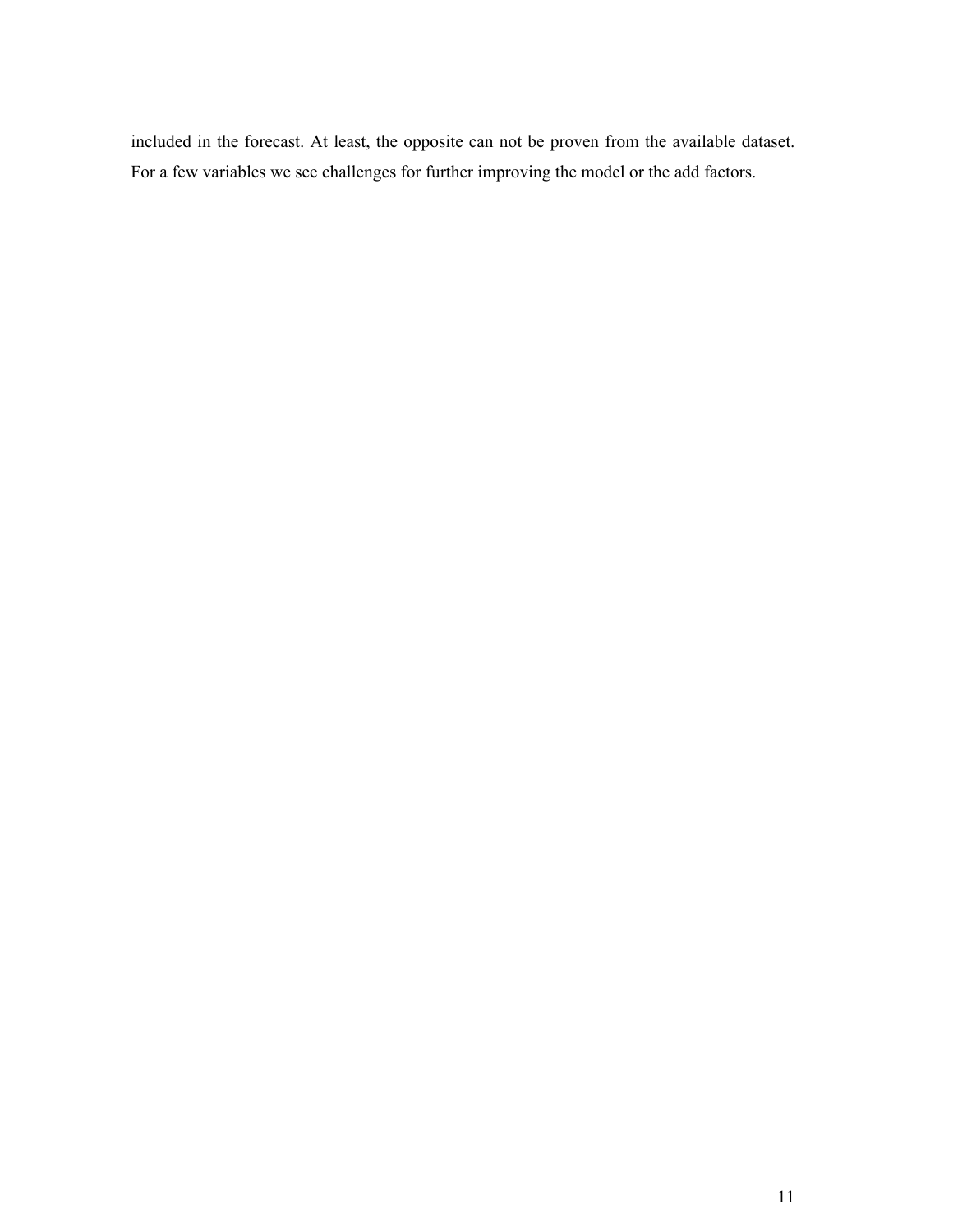included in the forecast. At least, the opposite can not be proven from the available dataset. For a few variables we see challenges for further improving the model or the add factors.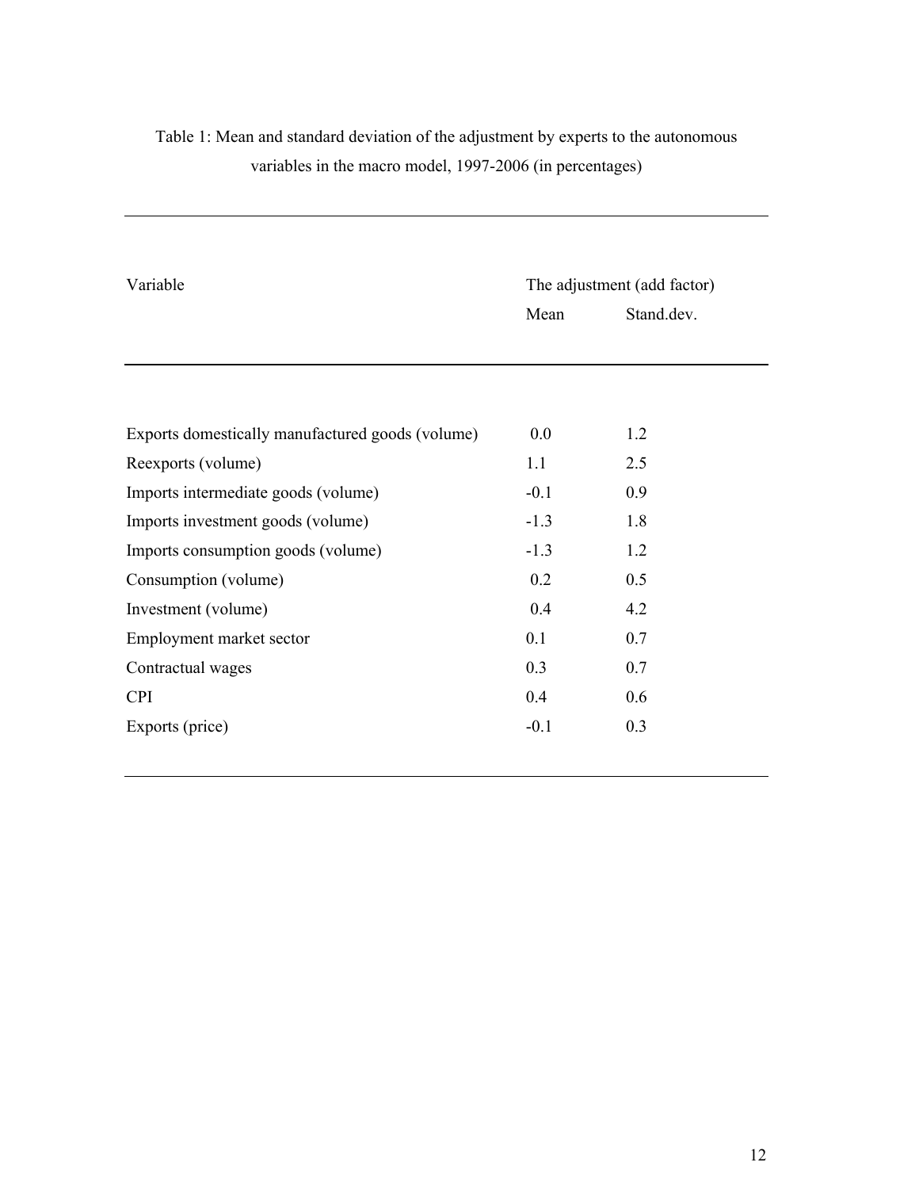Table 1: Mean and standard deviation of the adjustment by experts to the autonomous variables in the macro model, 1997-2006 (in percentages)

| Variable | The adjustment (add factor) | |
|---|---|---|
| | Mean | Stand.dev. |
| Exports domestically manufactured goods (volume) | 0.0 | 1.2 |
| Reexports (volume) | 1.1 | 2.5 |
| Imports intermediate goods (volume) | -0.1 | 0.9 |
| Imports investment goods (volume) | -1.3 | 1.8 |
| Imports consumption goods (volume) | -1.3 | 1.2 |
| Consumption (volume) | 0.2 | 0.5 |
| Investment (volume) | 0.4 | 4.2 |
| Employment market sector | 0.1 | 0.7 |
| Contractual wages | 0.3 | 0.7 |
| CPI | 0.4 | 0.6 |
| Exports (price) | -0.1 | 0.3 |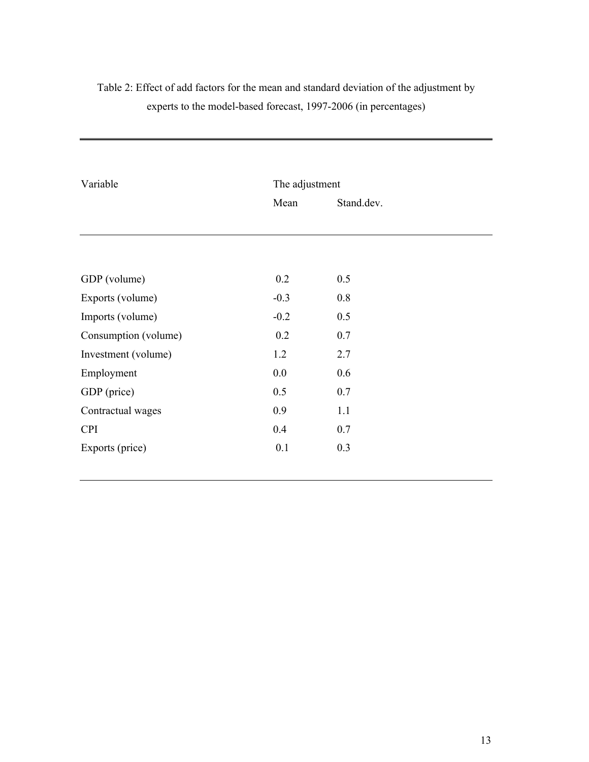Table 2: Effect of add factors for the mean and standard deviation of the adjustment by experts to the model-based forecast, 1997-2006 (in percentages)

| Variable | The adjustment | |
|---|---|---|
| | Mean | Stand.dev. |
| GDP (volume) | 0.2 | 0.5 |
| Exports (volume) | -0.3 | 0.8 |
| Imports (volume) | -0.2 | 0.5 |
| Consumption (volume) | 0.2 | 0.7 |
| Investment (volume) | 1.2 | 2.7 |
| Employment | 0.0 | 0.6 |
| GDP (price) | 0.5 | 0.7 |
| Contractual wages | 0.9 | 1.1 |
| CPI | 0.4 | 0.7 |
| Exports (price) | 0.1 | 0.3 |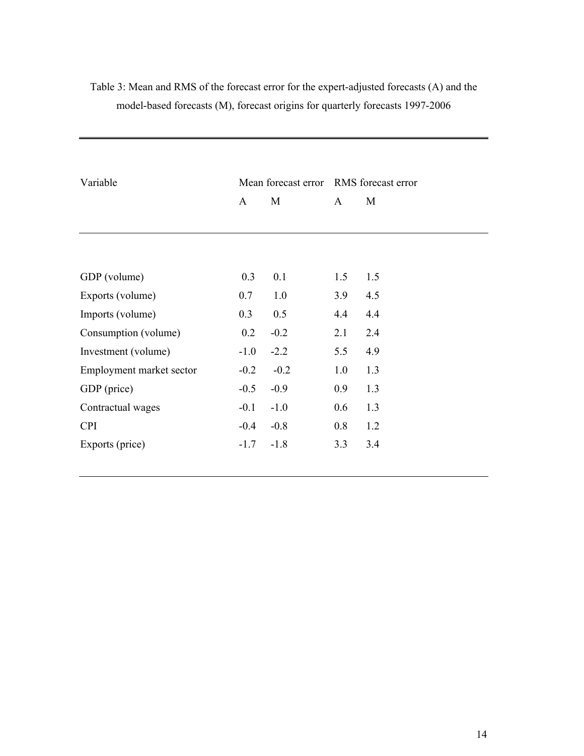Table 3: Mean and RMS of the forecast error for the expert-adjusted forecasts (A) and the model-based forecasts (M), forecast origins for quarterly forecasts 1997-2006

| Variable | Mean forecast error | | RMS forecast error | |
|---|---|---|---|---|
| | A | M | A | M |
| GDP (volume) | 0.3 | 0.1 | 1.5 | 1.5 |
| Exports (volume) | 0.7 | 1.0 | 3.9 | 4.5 |
| Imports (volume) | 0.3 | 0.5 | 4.4 | 4.4 |
| Consumption (volume) | 0.2 | -0.2 | 2.1 | 2.4 |
| Investment (volume) | -1.0 | -2.2 | 5.5 | 4.9 |
| Employment market sector | -0.2 | -0.2 | 1.0 | 1.3 |
| GDP (price) | -0.5 | -0.9 | 0.9 | 1.3 |
| Contractual wages | -0.1 | -1.0 | 0.6 | 1.3 |
| CPI | -0.4 | -0.8 | 0.8 | 1.2 |
| Exports (price) | -1.7 | -1.8 | 3.3 | 3.4 |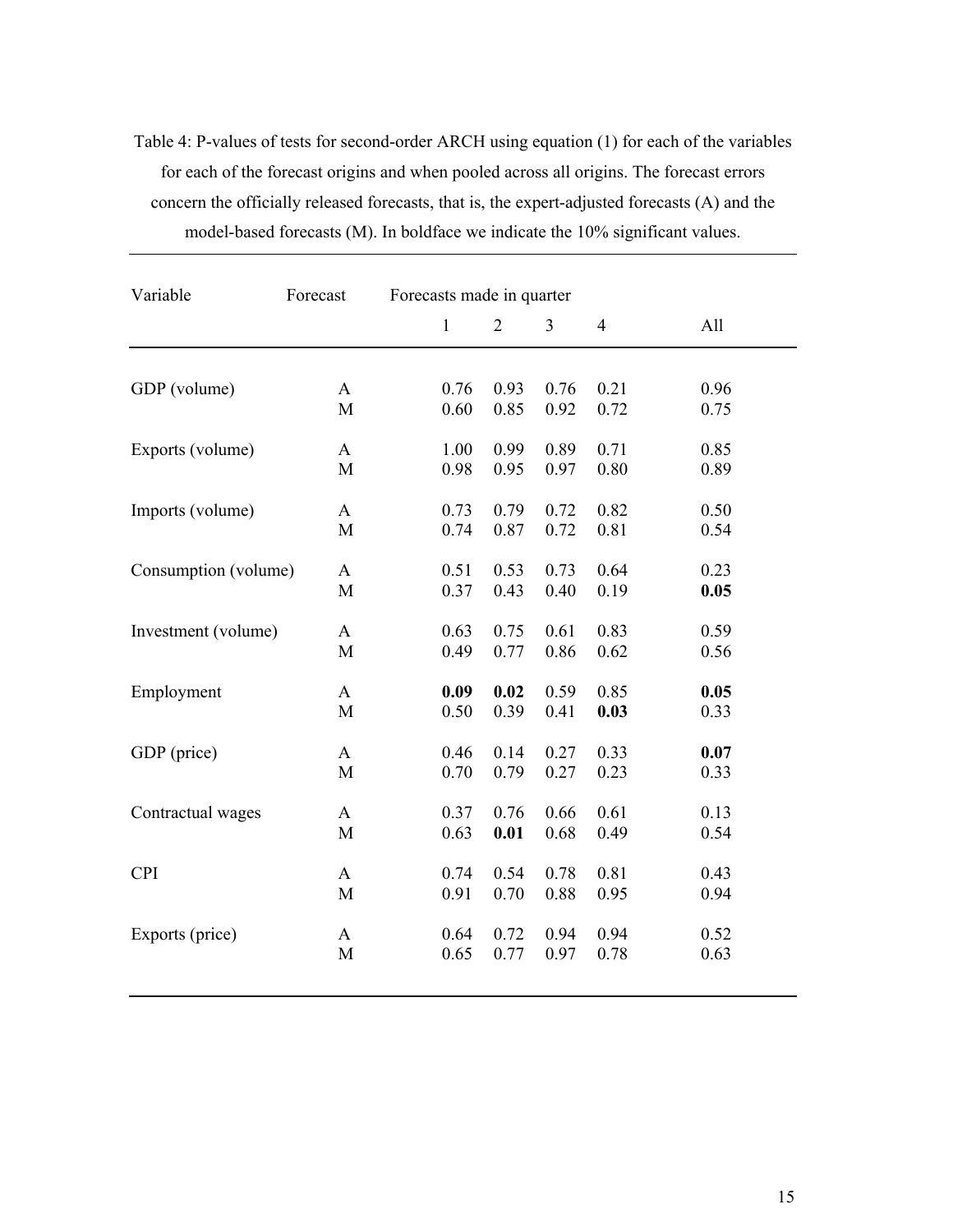Table 4: P-values of tests for second-order ARCH using equation (1) for each of the variables for each of the forecast origins and when pooled across all origins. The forecast errors concern the officially released forecasts, that is, the expert-adjusted forecasts (A) and the model-based forecasts (M). In boldface we indicate the 10% significant values.

| Variable | Forecast | Forecasts made in quarter | | | | |
|---|---|---|---|---|---|---|
| | | 1 | 2 | 3 | 4 | All |
| GDP (volume) | A | 0.76 | 0.93 | 0.76 | 0.21 | 0.96 |
| | M | 0.60 | 0.85 | 0.92 | 0.72 | 0.75 |
| Exports (volume) | A | 1.00 | 0.99 | 0.89 | 0.71 | 0.85 |
| | M | 0.98 | 0.95 | 0.97 | 0.80 | 0.89 |
| Imports (volume) | A | 0.73 | 0.79 | 0.72 | 0.82 | 0.50 |
| | M | 0.74 | 0.87 | 0.72 | 0.81 | 0.54 |
| Consumption (volume) | A | 0.51 | 0.53 | 0.73 | 0.64 | 0.23 |
| | M | 0.37 | 0.43 | 0.40 | 0.19 | **0.05** |
| Investment (volume) | A | 0.63 | 0.75 | 0.61 | 0.83 | 0.59 |
| | M | 0.49 | 0.77 | 0.86 | 0.62 | 0.56 |
| Employment | A | **0.09** | **0.02** | 0.59 | 0.85 | **0.05** |
| | M | 0.50 | 0.39 | 0.41 | **0.03** | 0.33 |
| GDP (price) | A | 0.46 | 0.14 | 0.27 | 0.33 | **0.07** |
| | M | 0.70 | 0.79 | 0.27 | 0.23 | 0.33 |
| Contractual wages | A | 0.37 | 0.76 | 0.66 | 0.61 | 0.13 |
| | M | 0.63 | **0.01** | 0.68 | 0.49 | 0.54 |
| CPI | A | 0.74 | 0.54 | 0.78 | 0.81 | 0.43 |
| | M | 0.91 | 0.70 | 0.88 | 0.95 | 0.94 |
| Exports (price) | A | 0.64 | 0.72 | 0.94 | 0.94 | 0.52 |
| | M | 0.65 | 0.77 | 0.97 | 0.78 | 0.63 |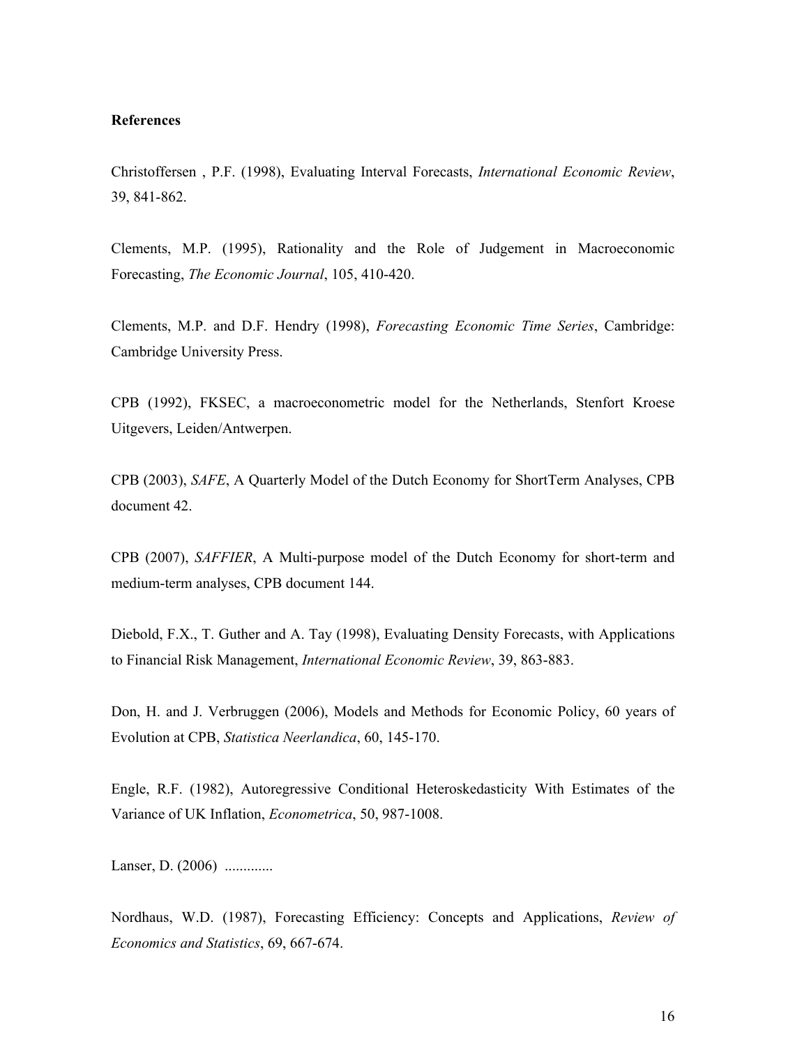**References**

Christoffersen , P.F. (1998), Evaluating Interval Forecasts, *International Economic Review*, 39, 841-862.

Clements, M.P. (1995), Rationality and the Role of Judgement in Macroeconomic Forecasting, *The Economic Journal*, 105, 410-420.

Clements, M.P. and D.F. Hendry (1998), *Forecasting Economic Time Series*, Cambridge: Cambridge University Press.

CPB (1992), FKSEC, a macroeconometric model for the Netherlands, Stenfort Kroese Uitgevers, Leiden/Antwerpen.

CPB (2003), *SAFE*, A Quarterly Model of the Dutch Economy for ShortTerm Analyses, CPB document 42.

CPB (2007), *SAFFIER*, A Multi-purpose model of the Dutch Economy for short-term and medium-term analyses, CPB document 144.

Diebold, F.X., T. Guther and A. Tay (1998), Evaluating Density Forecasts, with Applications to Financial Risk Management, *International Economic Review*, 39, 863-883.

Don, H. and J. Verbruggen (2006), Models and Methods for Economic Policy, 60 years of Evolution at CPB, *Statistica Neerlandica*, 60, 145-170.

Engle, R.F. (1982), Autoregressive Conditional Heteroskedasticity With Estimates of the Variance of UK Inflation, *Econometrica*, 50, 987-1008.

Lanser, D. (2006) .............

Nordhaus, W.D. (1987), Forecasting Efficiency: Concepts and Applications, *Review of Economics and Statistics*, 69, 667-674.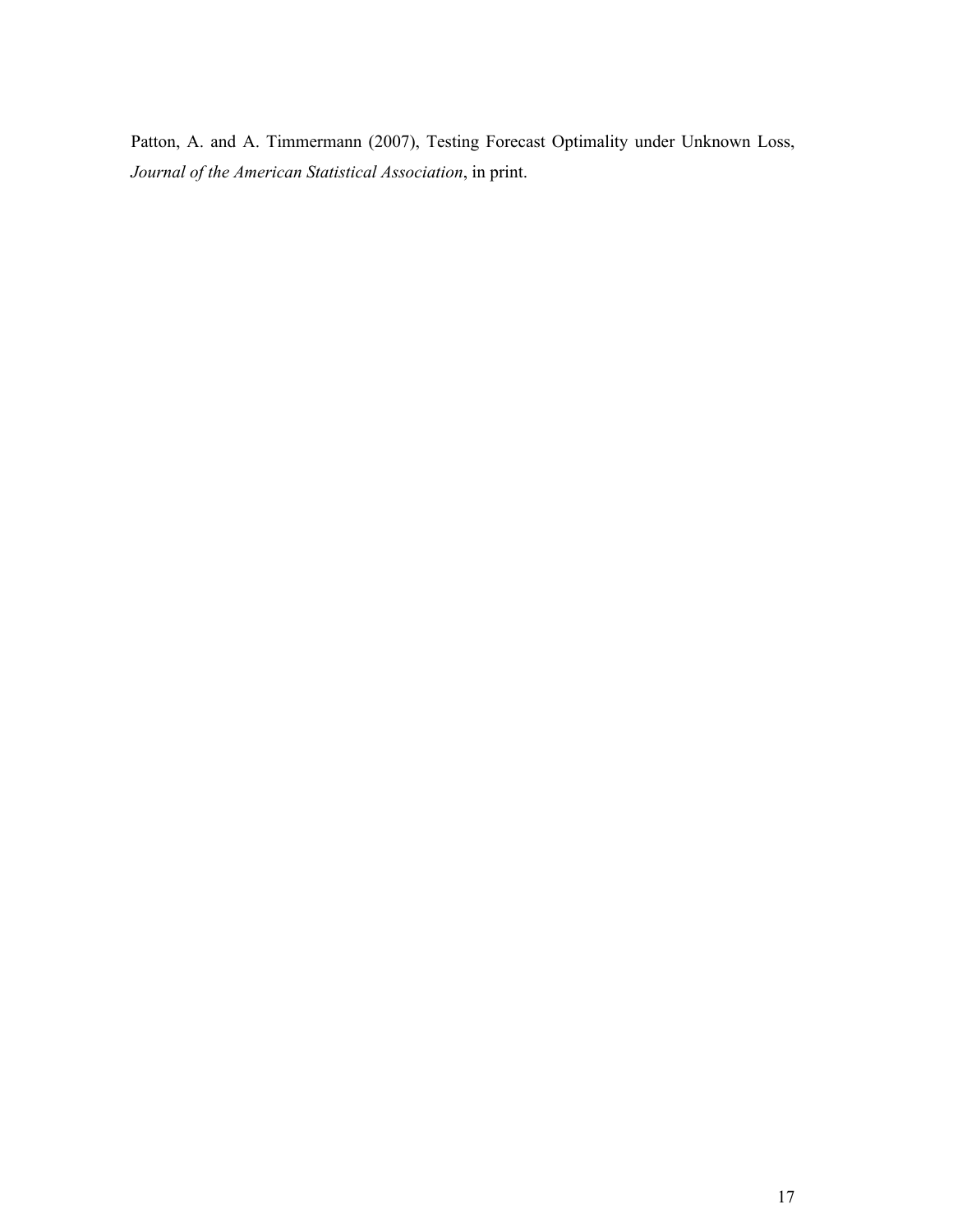Patton, A. and A. Timmermann (2007), Testing Forecast Optimality under Unknown Loss, *Journal of the American Statistical Association*, in print.